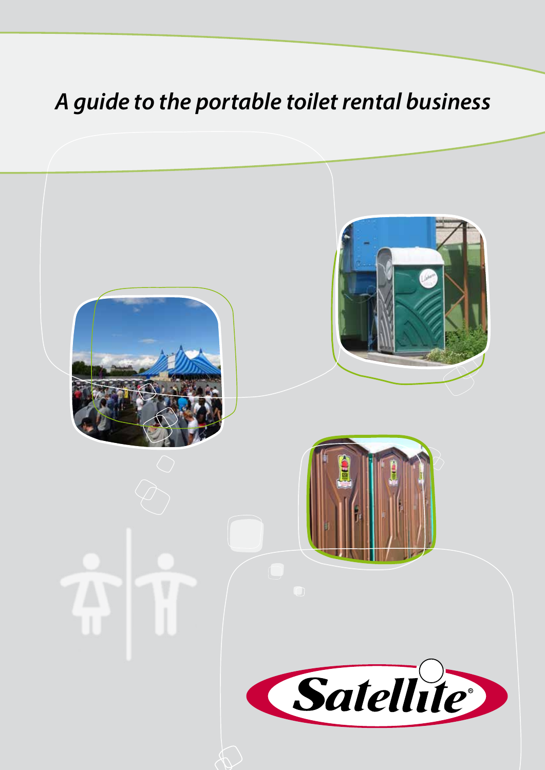# *A guide to the portable toilet rental business*

Satellite®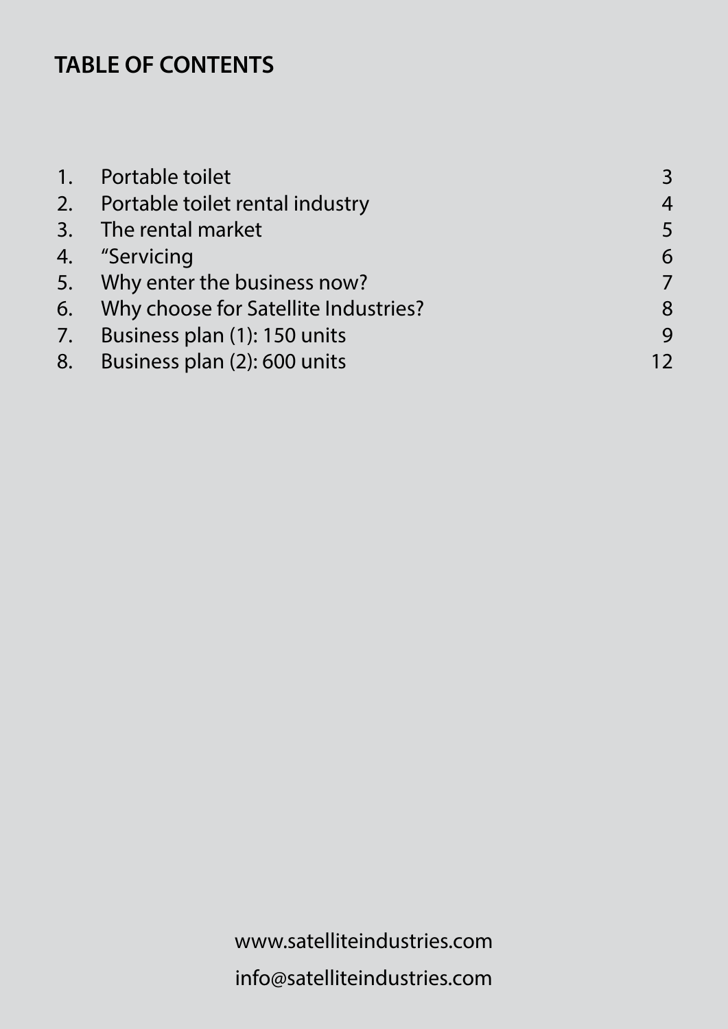## TABLE OF CONTENTS

| | | |
|---|---|---|
| 1. | Portable toilet | 3 |
| 2. | Portable toilet rental industry | 4 |
| 3. | The rental market | 5 |
| 4. | “Servicing | 6 |
| 5. | Why enter the business now? | 7 |
| 6. | Why choose for Satellite Industries? | 8 |
| 7. | Business plan (1): 150 units | 9 |
| 8. | Business plan (2): 600 units | 12 |

www.satelliteindustries.com

info@satelliteindustries.com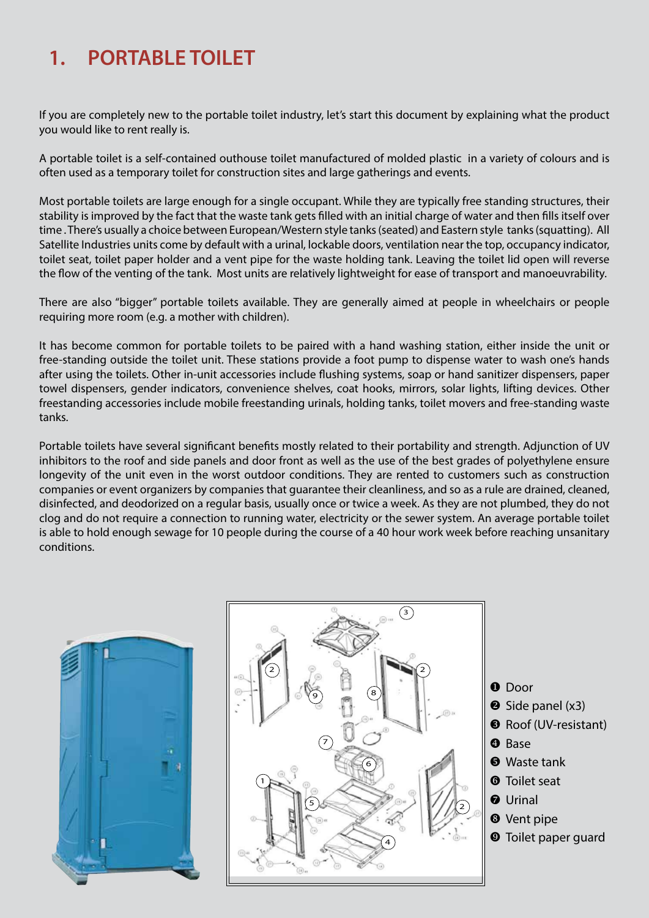# 1. PORTABLE TOILET

If you are completely new to the portable toilet industry, let's start this document by explaining what the product you would like to rent really is.

A portable toilet is a self-contained outhouse toilet manufactured of molded plastic in a variety of colours and is often used as a temporary toilet for construction sites and large gatherings and events.

Most portable toilets are large enough for a single occupant. While they are typically free standing structures, their stability is improved by the fact that the waste tank gets filled with an initial charge of water and then fills itself over time . There's usually a choice between European/Western style tanks (seated) and Eastern style tanks (squatting). All Satellite Industries units come by default with a urinal, lockable doors, ventilation near the top, occupancy indicator, toilet seat, toilet paper holder and a vent pipe for the waste holding tank. Leaving the toilet lid open will reverse the flow of the venting of the tank. Most units are relatively lightweight for ease of transport and manoeuvrability.

There are also "bigger" portable toilets available. They are generally aimed at people in wheelchairs or people requiring more room (e.g. a mother with children).

It has become common for portable toilets to be paired with a hand washing station, either inside the unit or free-standing outside the toilet unit. These stations provide a foot pump to dispense water to wash one's hands after using the toilets. Other in-unit accessories include flushing systems, soap or hand sanitizer dispensers, paper towel dispensers, gender indicators, convenience shelves, coat hooks, mirrors, solar lights, lifting devices. Other freestanding accessories include mobile freestanding urinals, holding tanks, toilet movers and free-standing waste tanks.

Portable toilets have several significant benefits mostly related to their portability and strength. Adjunction of UV inhibitors to the roof and side panels and door front as well as the use of the best grades of polyethylene ensure longevity of the unit even in the worst outdoor conditions. They are rented to customers such as construction companies or event organizers by companies that guarantee their cleanliness, and so as a rule are drained, cleaned, disinfected, and deodorized on a regular basis, usually once or twice a week. As they are not plumbed, they do not clog and do not require a connection to running water, electricity or the sewer system. An average portable toilet is able to hold enough sewage for 10 people during the course of a 40 hour work week before reaching unsanitary conditions.

1. Door
2. Side panel (x3)
3. Roof (UV-resistant)
4. Base
5. Waste tank
6. Toilet seat
7. Urinal
8. Vent pipe
9. Toilet paper guard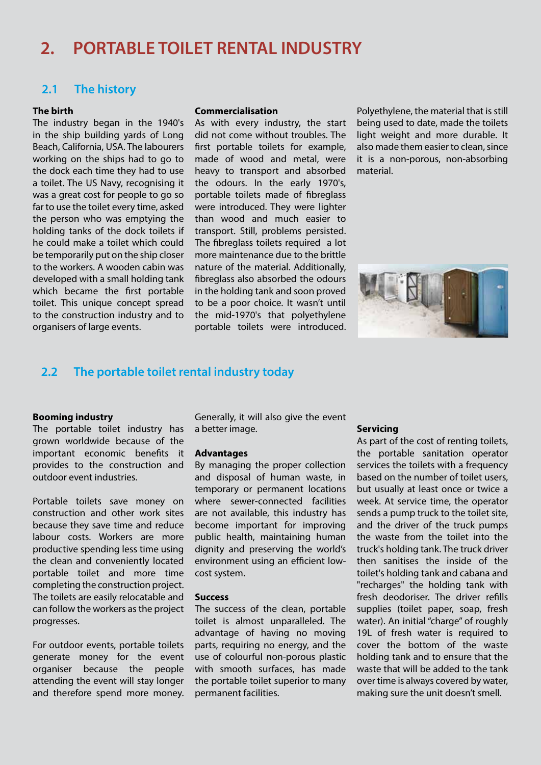# 2. PORTABLE TOILET RENTAL INDUSTRY

## 2.1 The history

**The birth**

The industry began in the 1940's in the ship building yards of Long Beach, California, USA. The labourers working on the ships had to go to the dock each time they had to use a toilet. The US Navy, recognising it was a great cost for people to go so far to use the toilet every time, asked the person who was emptying the holding tanks of the dock toilets if he could make a toilet which could be temporarily put on the ship closer to the workers. A wooden cabin was developed with a small holding tank which became the first portable toilet. This unique concept spread to the construction industry and to organisers of large events.

**Commercialisation**

As with every industry, the start did not come without troubles. The first portable toilets for example, made of wood and metal, were heavy to transport and absorbed the odours. In the early 1970's, portable toilets made of fibreglass were introduced. They were lighter than wood and much easier to transport. Still, problems persisted. The fibreglass toilets required a lot more maintenance due to the brittle nature of the material. Additionally, fibreglass also absorbed the odours in the holding tank and soon proved to be a poor choice. It wasn't until the mid-1970's that polyethylene portable toilets were introduced. Polyethylene, the material that is still being used to date, made the toilets light weight and more durable. It also made them easier to clean, since it is a non-porous, non-absorbing material.

## 2.2 The portable toilet rental industry today

**Booming industry**

The portable toilet industry has grown worldwide because of the important economic benefits it provides to the construction and outdoor event industries.

Portable toilets save money on construction and other work sites because they save time and reduce labour costs. Workers are more productive spending less time using the clean and conveniently located portable toilet and more time completing the construction project. The toilets are easily relocatable and can follow the workers as the project progresses.

For outdoor events, portable toilets generate money for the event organiser because the people attending the event will stay longer and therefore spend more money. Generally, it will also give the event a better image.

**Advantages**

By managing the proper collection and disposal of human waste, in temporary or permanent locations where sewer-connected facilities are not available, this industry has become important for improving public health, maintaining human dignity and preserving the world's environment using an efficient low-cost system.

**Success**

The success of the clean, portable toilet is almost unparalleled. The advantage of having no moving parts, requiring no energy, and the use of colourful non-porous plastic with smooth surfaces, has made the portable toilet superior to many permanent facilities.

**Servicing**

As part of the cost of renting toilets, the portable sanitation operator services the toilets with a frequency based on the number of toilet users, but usually at least once or twice a week. At service time, the operator sends a pump truck to the toilet site, and the driver of the truck pumps the waste from the toilet into the truck's holding tank. The truck driver then sanitises the inside of the toilet's holding tank and cabana and "recharges" the holding tank with fresh deodoriser. The driver refills supplies (toilet paper, soap, fresh water). An initial "charge" of roughly 19L of fresh water is required to cover the bottom of the waste holding tank and to ensure that the waste that will be added to the tank over time is always covered by water, making sure the unit doesn't smell.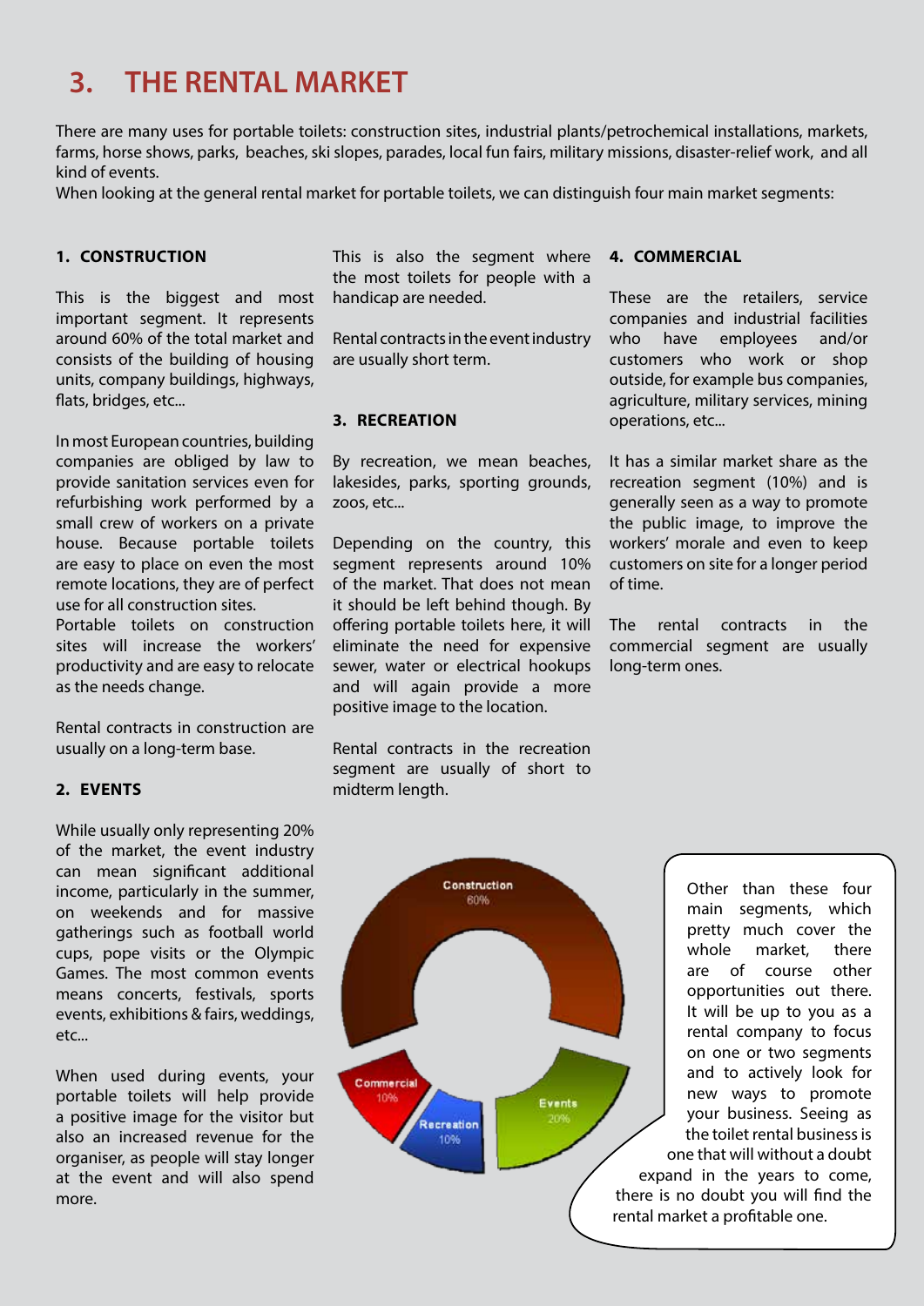# 3. THE RENTAL MARKET

There are many uses for portable toilets: construction sites, industrial plants/petrochemical installations, markets, farms, horse shows, parks, beaches, ski slopes, parades, local fun fairs, military missions, disaster-relief work, and all kind of events.
When looking at the general rental market for portable toilets, we can distinguish four main market segments:

### 1. CONSTRUCTION

This is the biggest and most important segment. It represents around 60% of the total market and consists of the building of housing units, company buildings, highways, flats, bridges, etc...

In most European countries, building companies are obliged by law to provide sanitation services even for refurbishing work performed by a small crew of workers on a private house. Because portable toilets are easy to place on even the most remote locations, they are of perfect use for all construction sites.
Portable toilets on construction sites will increase the workers' productivity and are easy to relocate as the needs change.

Rental contracts in construction are usually on a long-term base.

### 2. EVENTS

While usually only representing 20% of the market, the event industry can mean significant additional income, particularly in the summer, on weekends and for massive gatherings such as football world cups, pope visits or the Olympic Games. The most common events means concerts, festivals, sports events, exhibitions & fairs, weddings, etc...

When used during events, your portable toilets will help provide a positive image for the visitor but also an increased revenue for the organiser, as people will stay longer at the event and will also spend more.

This is also the segment where the most toilets for people with a handicap are needed.

Rental contracts in the event industry are usually short term.

### 3. RECREATION

By recreation, we mean beaches, lakesides, parks, sporting grounds, zoos, etc...

Depending on the country, this segment represents around 10% of the market. That does not mean it should be left behind though. By offering portable toilets here, it will eliminate the need for expensive sewer, water or electrical hookups and will again provide a more positive image to the location.

Rental contracts in the recreation segment are usually of short to midterm length.

### 4. COMMERCIAL

These are the retailers, service companies and industrial facilities who have employees and/or customers who work or shop outside, for example bus companies, agriculture, military services, mining operations, etc...

It has a similar market share as the recreation segment (10%) and is generally seen as a way to promote the public image, to improve the workers' morale and even to keep customers on site for a longer period of time.

The rental contracts in the commercial segment are usually long-term ones.

Construction 60%
Events 20%
Recreation 10%
Commercial 10%

Other than these four main segments, which pretty much cover the whole market, there are of course other opportunities out there. It will be up to you as a rental company to focus on one or two segments and to actively look for new ways to promote your business. Seeing as the toilet rental business is one that will without a doubt expand in the years to come, there is no doubt you will find the rental market a profitable one.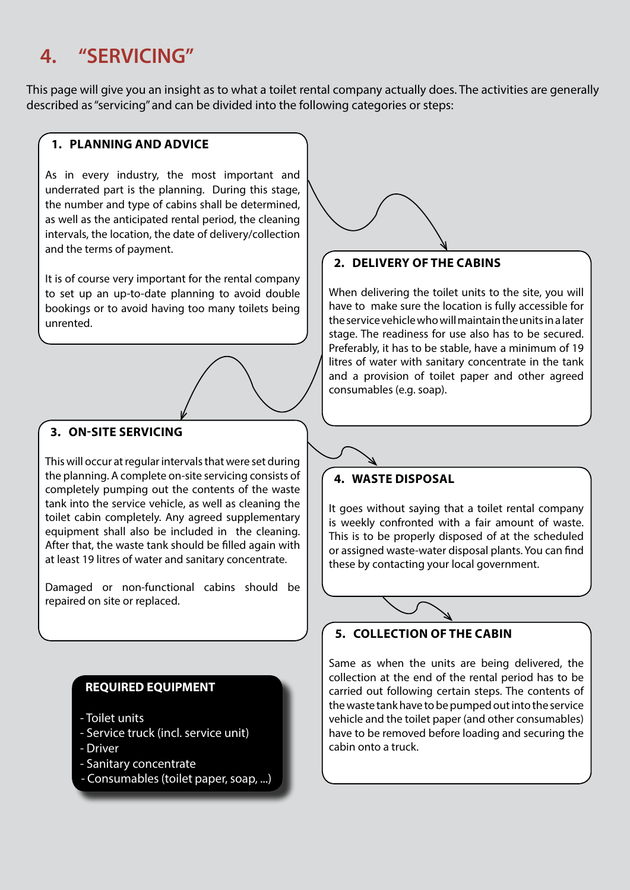# 4. "SERVICING"

This page will give you an insight as to what a toilet rental company actually does. The activities are generally described as "servicing" and can be divided into the following categories or steps:

## 1. PLANNING AND ADVICE

As in every industry, the most important and underrated part is the planning. During this stage, the number and type of cabins shall be determined, as well as the anticipated rental period, the cleaning intervals, the location, the date of delivery/collection and the terms of payment.

It is of course very important for the rental company to set up an up-to-date planning to avoid double bookings or to avoid having too many toilets being unrented.

## 2. DELIVERY OF THE CABINS

When delivering the toilet units to the site, you will have to make sure the location is fully accessible for the service vehicle who will maintain the units in a later stage. The readiness for use also has to be secured. Preferably, it has to be stable, have a minimum of 19 litres of water with sanitary concentrate in the tank and a provision of toilet paper and other agreed consumables (e.g. soap).

## 3. ON-SITE SERVICING

This will occur at regular intervals that were set during the planning. A complete on-site servicing consists of completely pumping out the contents of the waste tank into the service vehicle, as well as cleaning the toilet cabin completely. Any agreed supplementary equipment shall also be included in the cleaning. After that, the waste tank should be filled again with at least 19 litres of water and sanitary concentrate.

Damaged or non-functional cabins should be repaired on site or replaced.

## 4. WASTE DISPOSAL

It goes without saying that a toilet rental company is weekly confronted with a fair amount of waste. This is to be properly disposed of at the scheduled or assigned waste-water disposal plants. You can find these by contacting your local government.

## 5. COLLECTION OF THE CABIN

Same as when the units are being delivered, the collection at the end of the rental period has to be carried out following certain steps. The contents of the waste tank have to be pumped out into the service vehicle and the toilet paper (and other consumables) have to be removed before loading and securing the cabin onto a truck.

### REQUIRED EQUIPMENT

- Toilet units
- Service truck (incl. service unit)
- Driver
- Sanitary concentrate
- Consumables (toilet paper, soap, ...)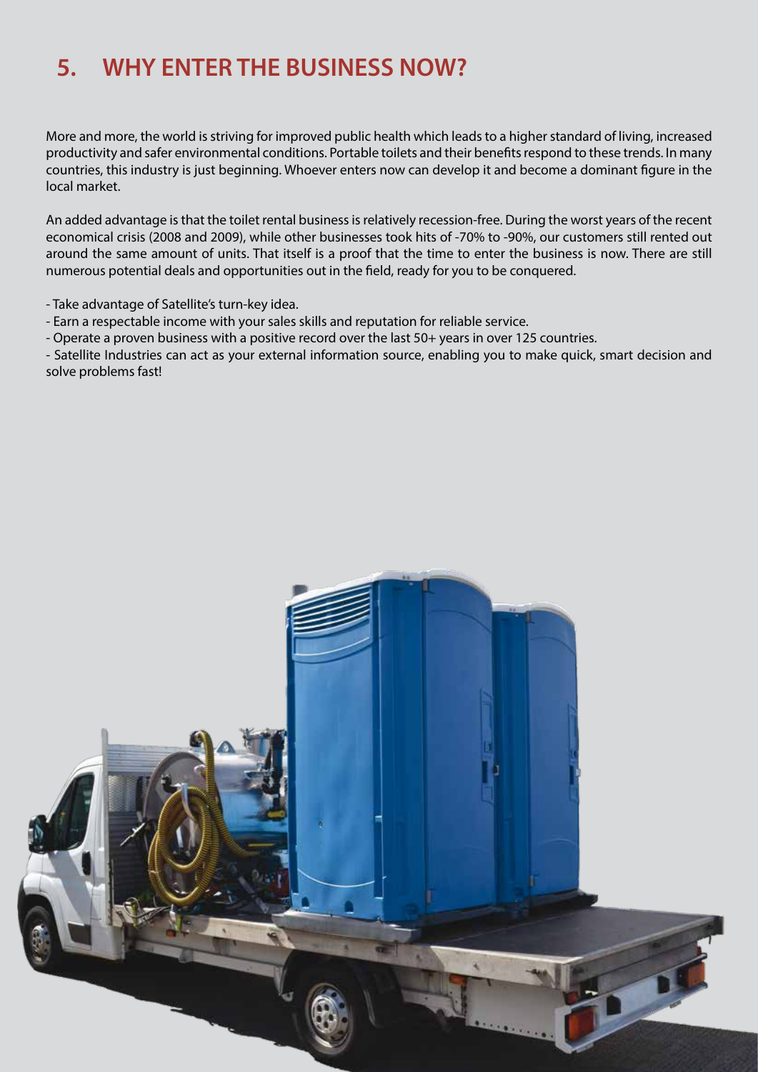# 5. WHY ENTER THE BUSINESS NOW?

More and more, the world is striving for improved public health which leads to a higher standard of living, increased productivity and safer environmental conditions. Portable toilets and their benefits respond to these trends. In many countries, this industry is just beginning. Whoever enters now can develop it and become a dominant figure in the local market.

An added advantage is that the toilet rental business is relatively recession-free. During the worst years of the recent economical crisis (2008 and 2009), while other businesses took hits of -70% to -90%, our customers still rented out around the same amount of units. That itself is a proof that the time to enter the business is now. There are still numerous potential deals and opportunities out in the field, ready for you to be conquered.

- Take advantage of Satellite's turn-key idea.
- Earn a respectable income with your sales skills and reputation for reliable service.
- Operate a proven business with a positive record over the last 50+ years in over 125 countries.
- Satellite Industries can act as your external information source, enabling you to make quick, smart decision and solve problems fast!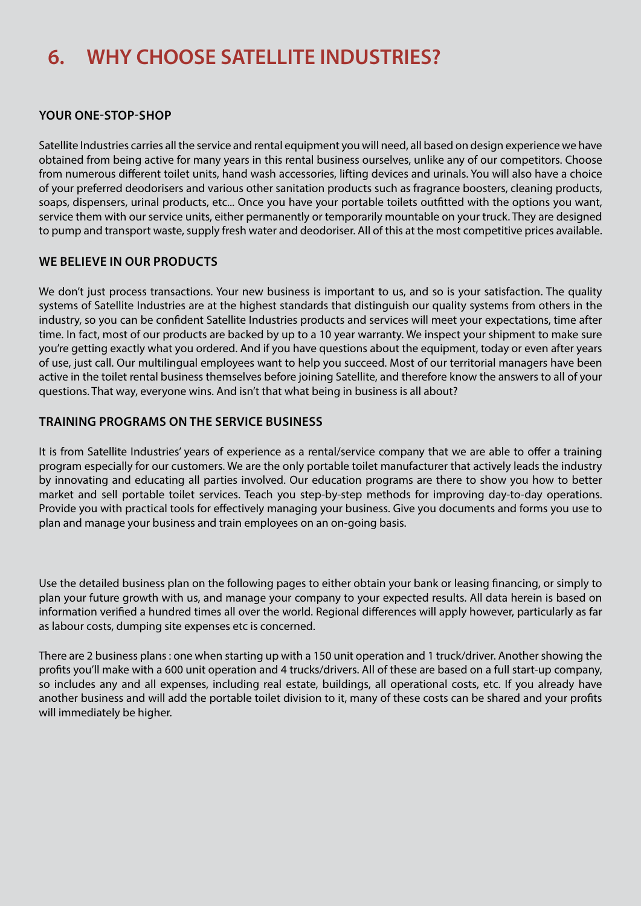# 6. WHY CHOOSE SATELLITE INDUSTRIES?

### YOUR ONE-STOP-SHOP

Satellite Industries carries all the service and rental equipment you will need, all based on design experience we have obtained from being active for many years in this rental business ourselves, unlike any of our competitors. Choose from numerous different toilet units, hand wash accessories, lifting devices and urinals. You will also have a choice of your preferred deodorisers and various other sanitation products such as fragrance boosters, cleaning products, soaps, dispensers, urinal products, etc... Once you have your portable toilets outfitted with the options you want, service them with our service units, either permanently or temporarily mountable on your truck. They are designed to pump and transport waste, supply fresh water and deodoriser. All of this at the most competitive prices available.

### WE BELIEVE IN OUR PRODUCTS

We don't just process transactions. Your new business is important to us, and so is your satisfaction. The quality systems of Satellite Industries are at the highest standards that distinguish our quality systems from others in the industry, so you can be confident Satellite Industries products and services will meet your expectations, time after time. In fact, most of our products are backed by up to a 10 year warranty. We inspect your shipment to make sure you're getting exactly what you ordered. And if you have questions about the equipment, today or even after years of use, just call. Our multilingual employees want to help you succeed. Most of our territorial managers have been active in the toilet rental business themselves before joining Satellite, and therefore know the answers to all of your questions. That way, everyone wins. And isn't that what being in business is all about?

### TRAINING PROGRAMS ON THE SERVICE BUSINESS

It is from Satellite Industries' years of experience as a rental/service company that we are able to offer a training program especially for our customers. We are the only portable toilet manufacturer that actively leads the industry by innovating and educating all parties involved. Our education programs are there to show you how to better market and sell portable toilet services. Teach you step-by-step methods for improving day-to-day operations. Provide you with practical tools for effectively managing your business. Give you documents and forms you use to plan and manage your business and train employees on an on-going basis.

Use the detailed business plan on the following pages to either obtain your bank or leasing financing, or simply to plan your future growth with us, and manage your company to your expected results. All data herein is based on information verified a hundred times all over the world. Regional differences will apply however, particularly as far as labour costs, dumping site expenses etc is concerned.

There are 2 business plans : one when starting up with a 150 unit operation and 1 truck/driver. Another showing the profits you'll make with a 600 unit operation and 4 trucks/drivers. All of these are based on a full start-up company, so includes any and all expenses, including real estate, buildings, all operational costs, etc. If you already have another business and will add the portable toilet division to it, many of these costs can be shared and your profits will immediately be higher.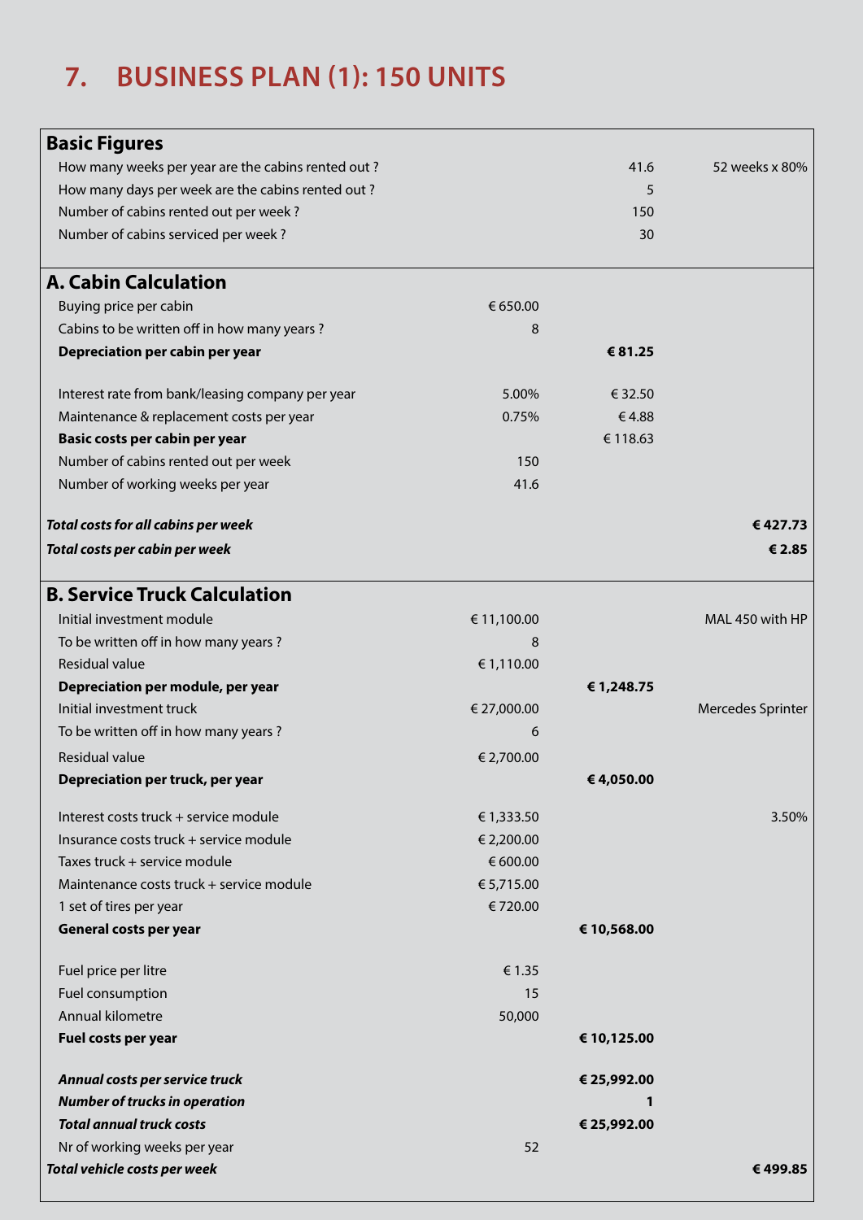# 7. BUSINESS PLAN (1): 150 UNITS

| **Basic Figures** | | | |
|---|---|---|---|
| How many weeks per year are the cabins rented out ? | | 41.6 | 52 weeks x 80% |
| How many days per week are the cabins rented out ? | | 5 | |
| Number of cabins rented out per week ? | | 150 | |
| Number of cabins serviced per week ? | | 30 | |

| **A. Cabin Calculation** | | | |
|---|---|---|---|
| Buying price per cabin | € 650.00 | | |
| Cabins to be written off in how many years ? | 8 | | |
| **Depreciation per cabin per year** | | **€ 81.25** | |
| Interest rate from bank/leasing company per year | 5.00% | € 32.50 | |
| Maintenance & replacement costs per year | 0.75% | € 4.88 | |
| **Basic costs per cabin per year** | | € 118.63 | |
| Number of cabins rented out per week | 150 | | |
| Number of working weeks per year | 41.6 | | |
| ***Total costs for all cabins per week*** | | | **€ 427.73** |
| ***Total costs per cabin per week*** | | | **€ 2.85** |

| **B. Service Truck Calculation** | | | |
|---|---|---|---|
| Initial investment module | € 11,100.00 | | MAL 450 with HP |
| To be written off in how many years ? | 8 | | |
| Residual value | € 1,110.00 | | |
| **Depreciation per module, per year** | | **€ 1,248.75** | |
| Initial investment truck | € 27,000.00 | | Mercedes Sprinter |
| To be written off in how many years ? | 6 | | |
| Residual value | € 2,700.00 | | |
| **Depreciation per truck, per year** | | **€ 4,050.00** | |
| Interest costs truck + service module | € 1,333.50 | | 3.50% |
| Insurance costs truck + service module | € 2,200.00 | | |
| Taxes truck + service module | € 600.00 | | |
| Maintenance costs truck + service module | € 5,715.00 | | |
| 1 set of tires per year | € 720.00 | | |
| **General costs per year** | | **€ 10,568.00** | |
| Fuel price per litre | € 1.35 | | |
| Fuel consumption | 15 | | |
| Annual kilometre | 50,000 | | |
| **Fuel costs per year** | | **€ 10,125.00** | |
| ***Annual costs per service truck*** | | **€ 25,992.00** | |
| ***Number of trucks in operation*** | | **1** | |
| ***Total annual truck costs*** | | **€ 25,992.00** | |
| Nr of working weeks per year | 52 | | |
| ***Total vehicle costs per week*** | | | **€ 499.85** |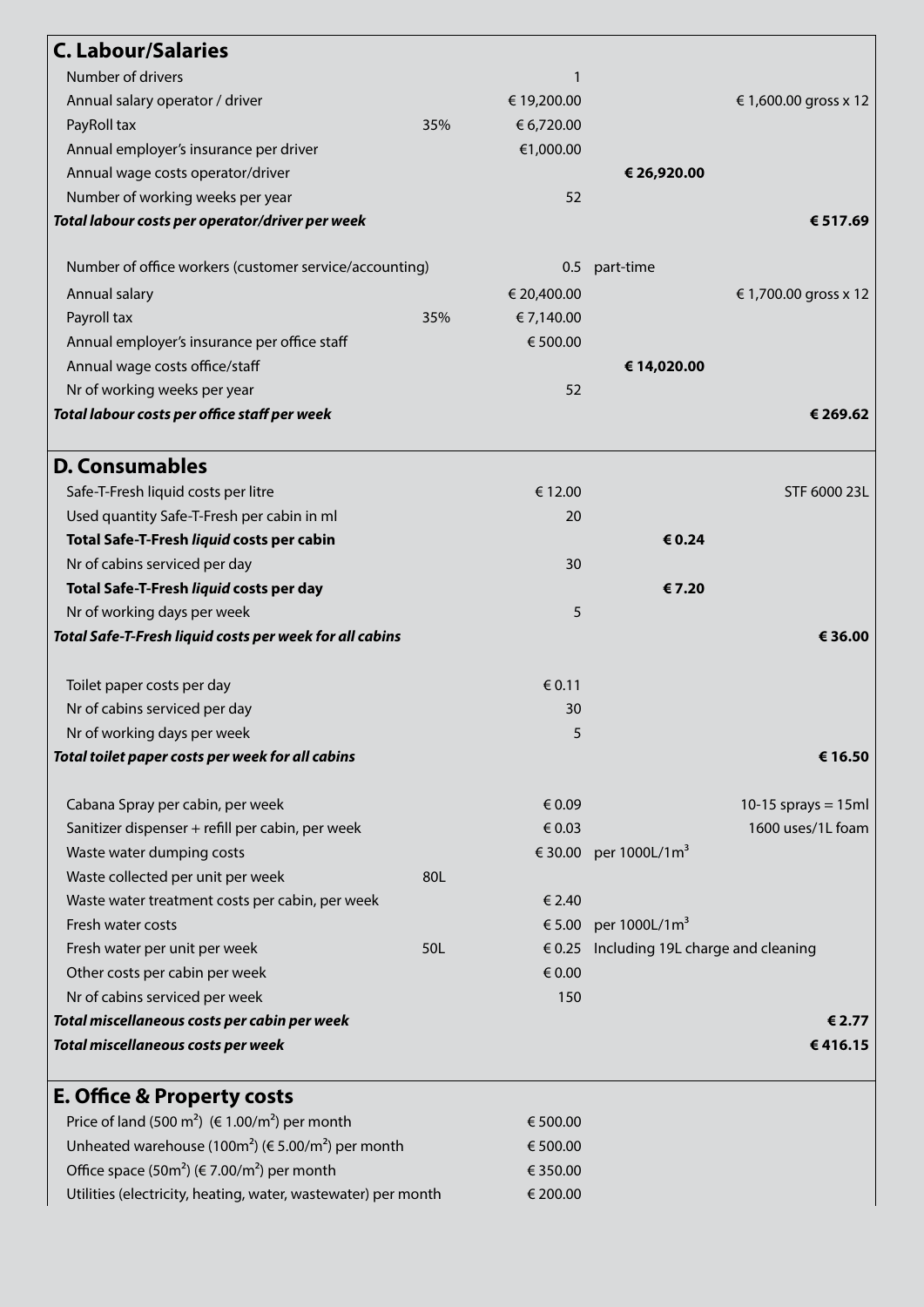## C. Labour/Salaries

| | | | | |
|---|---|---|---|---|
| Number of drivers | | 1 | | |
| Annual salary operator / driver | | € 19,200.00 | | € 1,600.00 gross x 12 |
| PayRoll tax | 35% | € 6,720.00 | | |
| Annual employer's insurance per driver | | €1,000.00 | | |
| Annual wage costs operator/driver | | | **€ 26,920.00** | |
| Number of working weeks per year | | 52 | | |
| ***Total labour costs per operator/driver per week*** | | | | **€ 517.69** |
| | | | | |
| Number of office workers (customer service/accounting) | | 0.5 | part-time | |
| Annual salary | | € 20,400.00 | | € 1,700.00 gross x 12 |
| Payroll tax | 35% | € 7,140.00 | | |
| Annual employer's insurance per office staff | | € 500.00 | | |
| Annual wage costs office/staff | | | **€ 14,020.00** | |
| Nr of working weeks per year | | 52 | | |
| ***Total labour costs per office staff per week*** | | | | **€ 269.62** |

## D. Consumables

| | | | | |
|---|---|---|---|---|
| Safe-T-Fresh liquid costs per litre | | € 12.00 | | STF 6000 23L |
| Used quantity Safe-T-Fresh per cabin in ml | | 20 | | |
| **Total Safe-T-Fresh *liquid* costs per cabin** | | | **€ 0.24** | |
| Nr of cabins serviced per day | | 30 | | |
| **Total Safe-T-Fresh *liquid* costs per day** | | | **€ 7.20** | |
| Nr of working days per week | | 5 | | |
| ***Total Safe-T-Fresh liquid costs per week for all cabins*** | | | | **€ 36.00** |
| | | | | |
| Toilet paper costs per day | | € 0.11 | | |
| Nr of cabins serviced per day | | 30 | | |
| Nr of working days per week | | 5 | | |
| ***Total toilet paper costs per week for all cabins*** | | | | **€ 16.50** |
| | | | | |
| Cabana Spray per cabin, per week | | € 0.09 | | 10-15 sprays = 15ml |
| Sanitizer dispenser + refill per cabin, per week | | € 0.03 | | 1600 uses/1L foam |
| Waste water dumping costs | | € 30.00 | per 1000L/1m$^3$ | |
| Waste collected per unit per week | 80L | | | |
| Waste water treatment costs per cabin, per week | | € 2.40 | | |
| Fresh water costs | | € 5.00 | per 1000L/1m$^3$ | |
| Fresh water per unit per week | 50L | € 0.25 | Including 19L charge and cleaning | |
| Other costs per cabin per week | | € 0.00 | | |
| Nr of cabins serviced per week | | 150 | | |
| ***Total miscellaneous costs per cabin per week*** | | | | **€ 2.77** |
| ***Total miscellaneous costs per week*** | | | | **€ 416.15** |

## E. Office & Property costs

| | | | | |
|---|---|---|---|---|
| Price of land (500 m$^2$) (€ 1.00/m$^2$) per month | | € 500.00 | | |
| Unheated warehouse (100m$^2$) (€ 5.00/m$^2$) per month | | € 500.00 | | |
| Office space (50m$^2$) (€ 7.00/m$^2$) per month | | € 350.00 | | |
| Utilities (electricity, heating, water, wastewater) per month | | € 200.00 | | |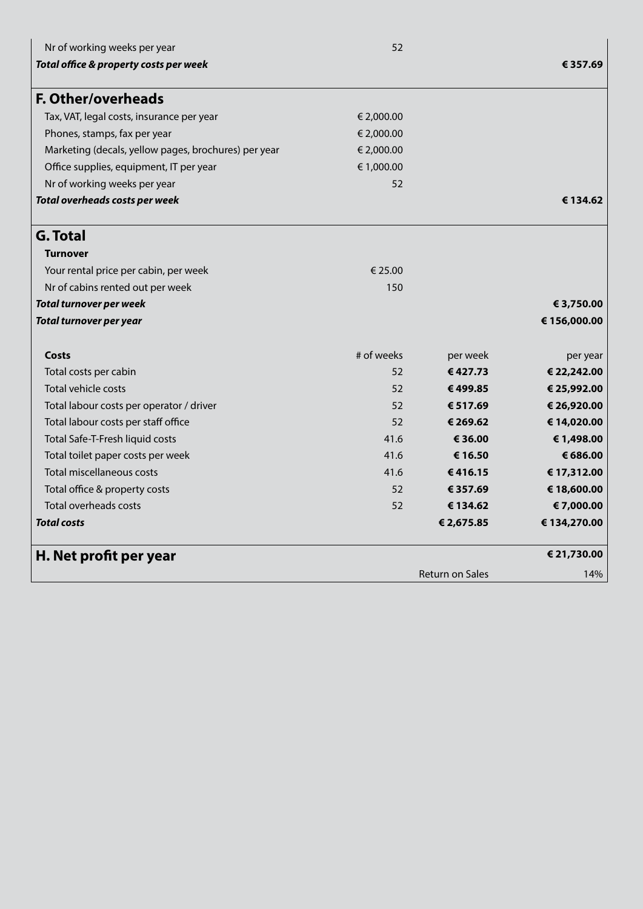| | | | |
|---|---|---|---|
| Nr of working weeks per year | 52 | | |
| ***Total office & property costs per week*** | | | **€ 357.69** |

## F. Other/overheads

| | | | |
|---|---|---|---|
| Tax, VAT, legal costs, insurance per year | € 2,000.00 | | |
| Phones, stamps, fax per year | € 2,000.00 | | |
| Marketing (decals, yellow pages, brochures) per year | € 2,000.00 | | |
| Office supplies, equipment, IT per year | € 1,000.00 | | |
| Nr of working weeks per year | 52 | | |
| ***Total overheads costs per week*** | | | **€ 134.62** |

## G. Total

| | | | |
|---|---|---|---|
| **Turnover** | | | |
| Your rental price per cabin, per week | € 25.00 | | |
| Nr of cabins rented out per week | 150 | | |
| ***Total turnover per week*** | | | **€ 3,750.00** |
| ***Total turnover per year*** | | | **€ 156,000.00** |

| **Costs** | # of weeks | per week | per year |
|---|---|---|---|
| Total costs per cabin | 52 | **€ 427.73** | **€ 22,242.00** |
| Total vehicle costs | 52 | **€ 499.85** | **€ 25,992.00** |
| Total labour costs per operator / driver | 52 | **€ 517.69** | **€ 26,920.00** |
| Total labour costs per staff office | 52 | **€ 269.62** | **€ 14,020.00** |
| Total Safe-T-Fresh liquid costs | 41.6 | **€ 36.00** | **€ 1,498.00** |
| Total toilet paper costs per week | 41.6 | **€ 16.50** | **€ 686.00** |
| Total miscellaneous costs | 41.6 | **€ 416.15** | **€ 17,312.00** |
| Total office & property costs | 52 | **€ 357.69** | **€ 18,600.00** |
| Total overheads costs | 52 | **€ 134.62** | **€ 7,000.00** |
| ***Total costs*** | | **€ 2,675.85** | **€ 134,270.00** |

## H. Net profit per year

| | | |
|---|---|---|
| | | **€ 21,730.00** |
| | Return on Sales | 14% |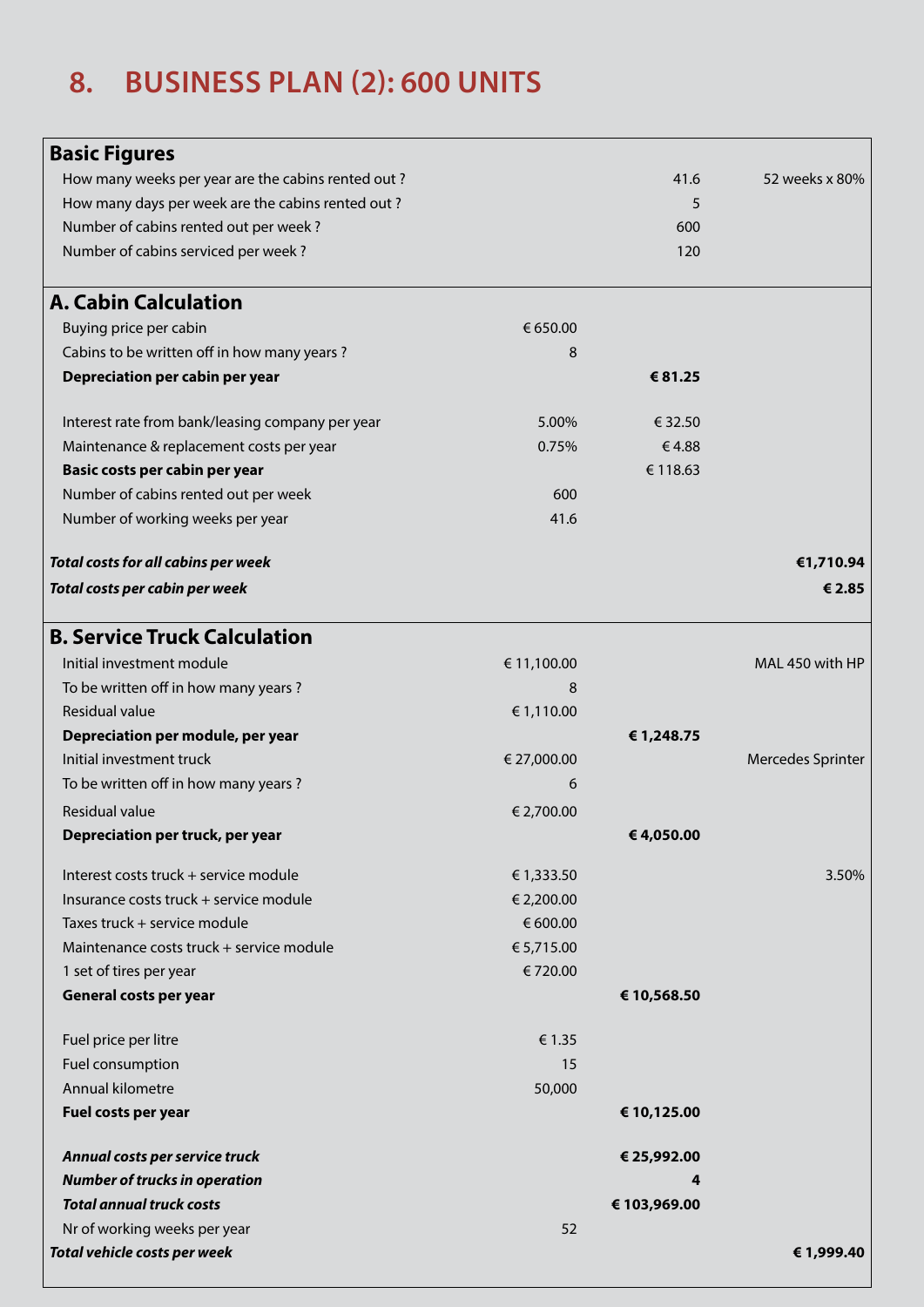# 8. BUSINESS PLAN (2): 600 UNITS

| **Basic Figures** | | | |
|---|---|---|---|
| How many weeks per year are the cabins rented out ? | | 41.6 | 52 weeks x 80% |
| How many days per week are the cabins rented out ? | | 5 | |
| Number of cabins rented out per week ? | | 600 | |
| Number of cabins serviced per week ? | | 120 | |

| **A. Cabin Calculation** | | | |
|---|---|---|---|
| Buying price per cabin | € 650.00 | | |
| Cabins to be written off in how many years ? | 8 | | |
| **Depreciation per cabin per year** | | **€ 81.25** | |
| Interest rate from bank/leasing company per year | 5.00% | € 32.50 | |
| Maintenance & replacement costs per year | 0.75% | € 4.88 | |
| **Basic costs per cabin per year** | | € 118.63 | |
| Number of cabins rented out per week | 600 | | |
| Number of working weeks per year | 41.6 | | |
| ***Total costs for all cabins per week*** | | | **€1,710.94** |
| ***Total costs per cabin per week*** | | | **€ 2.85** |

| **B. Service Truck Calculation** | | | |
|---|---|---|---|
| Initial investment module | € 11,100.00 | | MAL 450 with HP |
| To be written off in how many years ? | 8 | | |
| Residual value | € 1,110.00 | | |
| **Depreciation per module, per year** | | **€ 1,248.75** | |
| Initial investment truck | € 27,000.00 | | Mercedes Sprinter |
| To be written off in how many years ? | 6 | | |
| Residual value | € 2,700.00 | | |
| **Depreciation per truck, per year** | | **€ 4,050.00** | |
| Interest costs truck + service module | € 1,333.50 | | 3.50% |
| Insurance costs truck + service module | € 2,200.00 | | |
| Taxes truck + service module | € 600.00 | | |
| Maintenance costs truck + service module | € 5,715.00 | | |
| 1 set of tires per year | € 720.00 | | |
| **General costs per year** | | **€ 10,568.50** | |
| Fuel price per litre | € 1.35 | | |
| Fuel consumption | 15 | | |
| Annual kilometre | 50,000 | | |
| **Fuel costs per year** | | **€ 10,125.00** | |
| ***Annual costs per service truck*** | | **€ 25,992.00** | |
| ***Number of trucks in operation*** | | **4** | |
| ***Total annual truck costs*** | | **€ 103,969.00** | |
| Nr of working weeks per year | 52 | | |
| ***Total vehicle costs per week*** | | | **€ 1,999.40** |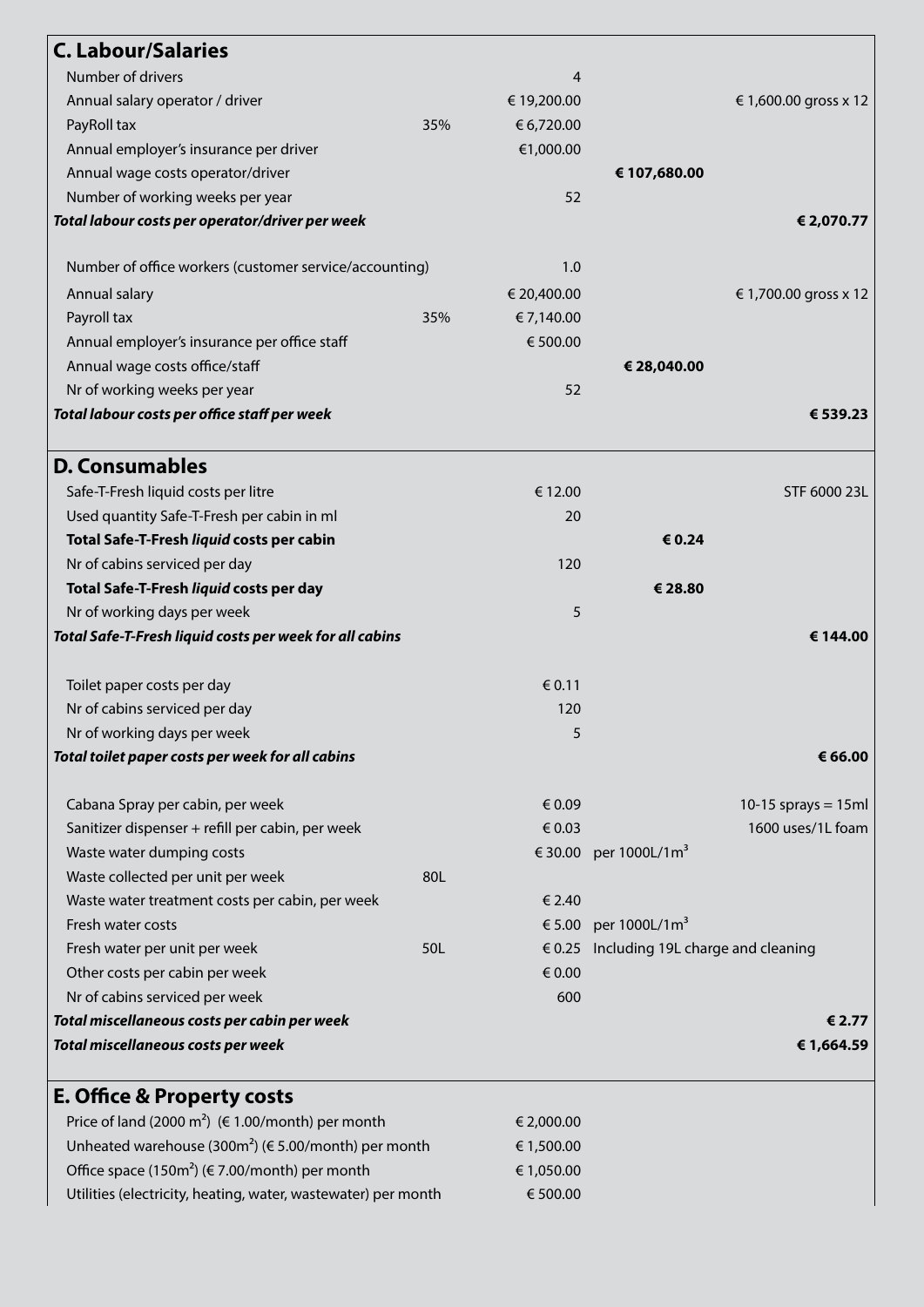## C. Labour/Salaries

| | | | | |
|---|---|---|---|---|
| Number of drivers | | 4 | | |
| Annual salary operator / driver | | € 19,200.00 | | € 1,600.00 gross x 12 |
| PayRoll tax | 35% | € 6,720.00 | | |
| Annual employer's insurance per driver | | €1,000.00 | | |
| Annual wage costs operator/driver | | | **€ 107,680.00** | |
| Number of working weeks per year | | 52 | | |
| ***Total labour costs per operator/driver per week*** | | | | **€ 2,070.77** |
| | | | | |
| Number of office workers (customer service/accounting) | | 1.0 | | |
| Annual salary | | € 20,400.00 | | € 1,700.00 gross x 12 |
| Payroll tax | 35% | € 7,140.00 | | |
| Annual employer's insurance per office staff | | € 500.00 | | |
| Annual wage costs office/staff | | | **€ 28,040.00** | |
| Nr of working weeks per year | | 52 | | |
| ***Total labour costs per office staff per week*** | | | | **€ 539.23** |

## D. Consumables

| | | | | |
|---|---|---|---|---|
| Safe-T-Fresh liquid costs per litre | | € 12.00 | | STF 6000 23L |
| Used quantity Safe-T-Fresh per cabin in ml | | 20 | | |
| **Total Safe-T-Fresh *liquid* costs per cabin** | | | **€ 0.24** | |
| Nr of cabins serviced per day | | 120 | | |
| **Total Safe-T-Fresh *liquid* costs per day** | | | **€ 28.80** | |
| Nr of working days per week | | 5 | | |
| ***Total Safe-T-Fresh liquid costs per week for all cabins*** | | | | **€ 144.00** |
| | | | | |
| Toilet paper costs per day | | € 0.11 | | |
| Nr of cabins serviced per day | | 120 | | |
| Nr of working days per week | | 5 | | |
| ***Total toilet paper costs per week for all cabins*** | | | | **€ 66.00** |
| | | | | |
| Cabana Spray per cabin, per week | | € 0.09 | | 10-15 sprays = 15ml |
| Sanitizer dispenser + refill per cabin, per week | | € 0.03 | | 1600 uses/1L foam |
| Waste water dumping costs | | € 30.00 | per 1000L/1m³ | |
| Waste collected per unit per week | 80L | | | |
| Waste water treatment costs per cabin, per week | | € 2.40 | | |
| Fresh water costs | | € 5.00 | per 1000L/1m³ | |
| Fresh water per unit per week | 50L | € 0.25 | Including 19L charge and cleaning | |
| Other costs per cabin per week | | € 0.00 | | |
| Nr of cabins serviced per week | | 600 | | |
| ***Total miscellaneous costs per cabin per week*** | | | | **€ 2.77** |
| ***Total miscellaneous costs per week*** | | | | **€ 1,664.59** |

## E. Office & Property costs

| | |
|---|---|
| Price of land (2000 m²) (€ 1.00/month) per month | € 2,000.00 |
| Unheated warehouse (300m²) (€ 5.00/month) per month | € 1,500.00 |
| Office space (150m²) (€ 7.00/month) per month | € 1,050.00 |
| Utilities (electricity, heating, water, wastewater) per month | € 500.00 |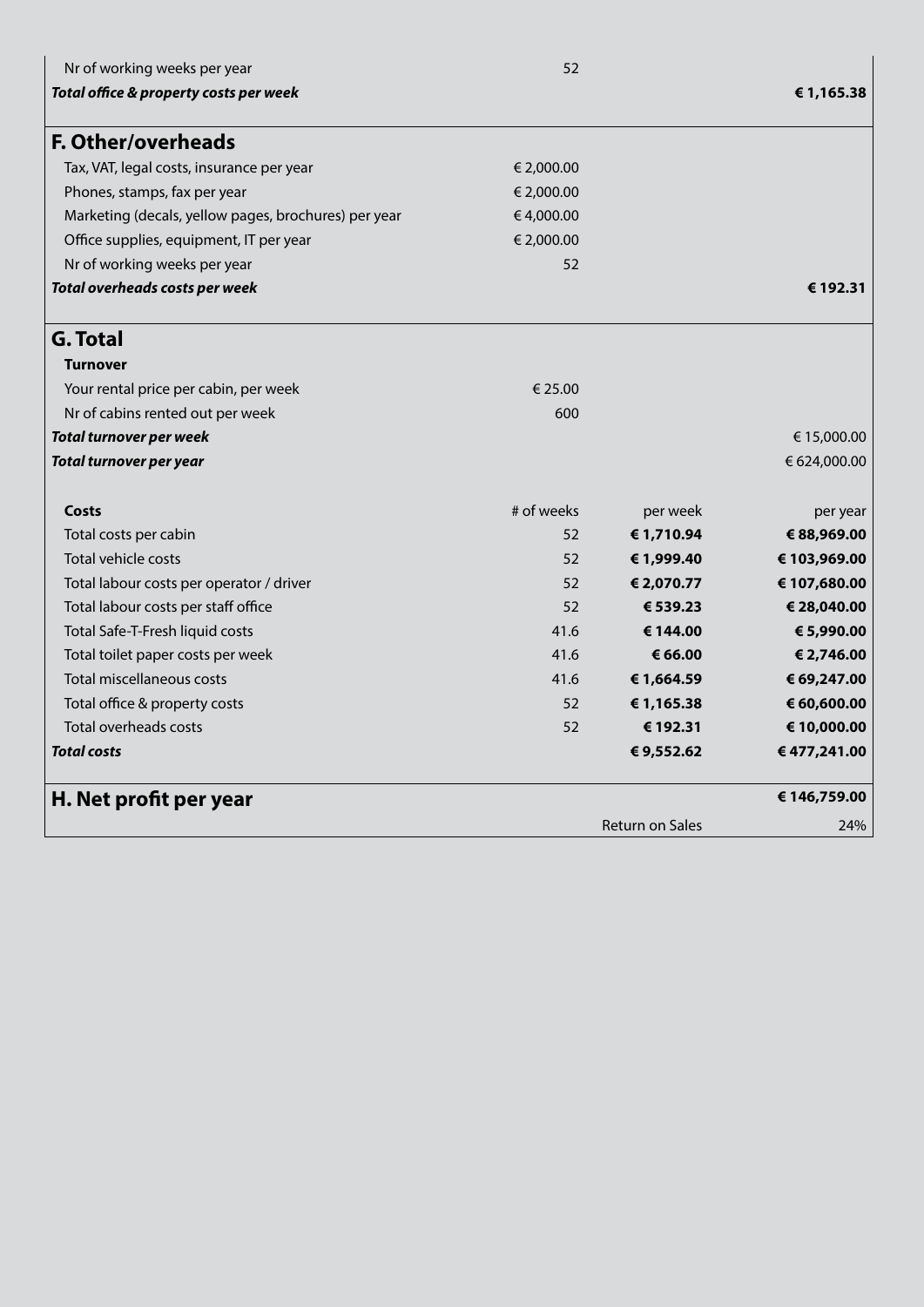| | | | |
|---|---|---|---|
| Nr of working weeks per year | 52 | | |
| ***Total office & property costs per week*** | | | **€ 1,165.38** |

## F. Other/overheads

| | | | |
|---|---|---|---|
| Tax, VAT, legal costs, insurance per year | € 2,000.00 | | |
| Phones, stamps, fax per year | € 2,000.00 | | |
| Marketing (decals, yellow pages, brochures) per year | € 4,000.00 | | |
| Office supplies, equipment, IT per year | € 2,000.00 | | |
| Nr of working weeks per year | 52 | | |
| ***Total overheads costs per week*** | | | **€ 192.31** |

## G. Total

| | | | |
|---|---|---|---|
| **Turnover** | | | |
| Your rental price per cabin, per week | € 25.00 | | |
| Nr of cabins rented out per week | 600 | | |
| ***Total turnover per week*** | | | € 15,000.00 |
| ***Total turnover per year*** | | | € 624,000.00 |
| | | | |
| **Costs** | # of weeks | per week | per year |
| Total costs per cabin | 52 | **€ 1,710.94** | **€ 88,969.00** |
| Total vehicle costs | 52 | **€ 1,999.40** | **€ 103,969.00** |
| Total labour costs per operator / driver | 52 | **€ 2,070.77** | **€ 107,680.00** |
| Total labour costs per staff office | 52 | **€ 539.23** | **€ 28,040.00** |
| Total Safe-T-Fresh liquid costs | 41.6 | **€ 144.00** | **€ 5,990.00** |
| Total toilet paper costs per week | 41.6 | **€ 66.00** | **€ 2,746.00** |
| Total miscellaneous costs | 41.6 | **€ 1,664.59** | **€ 69,247.00** |
| Total office & property costs | 52 | **€ 1,165.38** | **€ 60,600.00** |
| Total overheads costs | 52 | **€ 192.31** | **€ 10,000.00** |
| ***Total costs*** | | **€ 9,552.62** | **€ 477,241.00** |

## H. Net profit per year

| | | | |
|---|---|---|---|
| **H. Net profit per year** | | | **€ 146,759.00** |
| | | Return on Sales | 24% |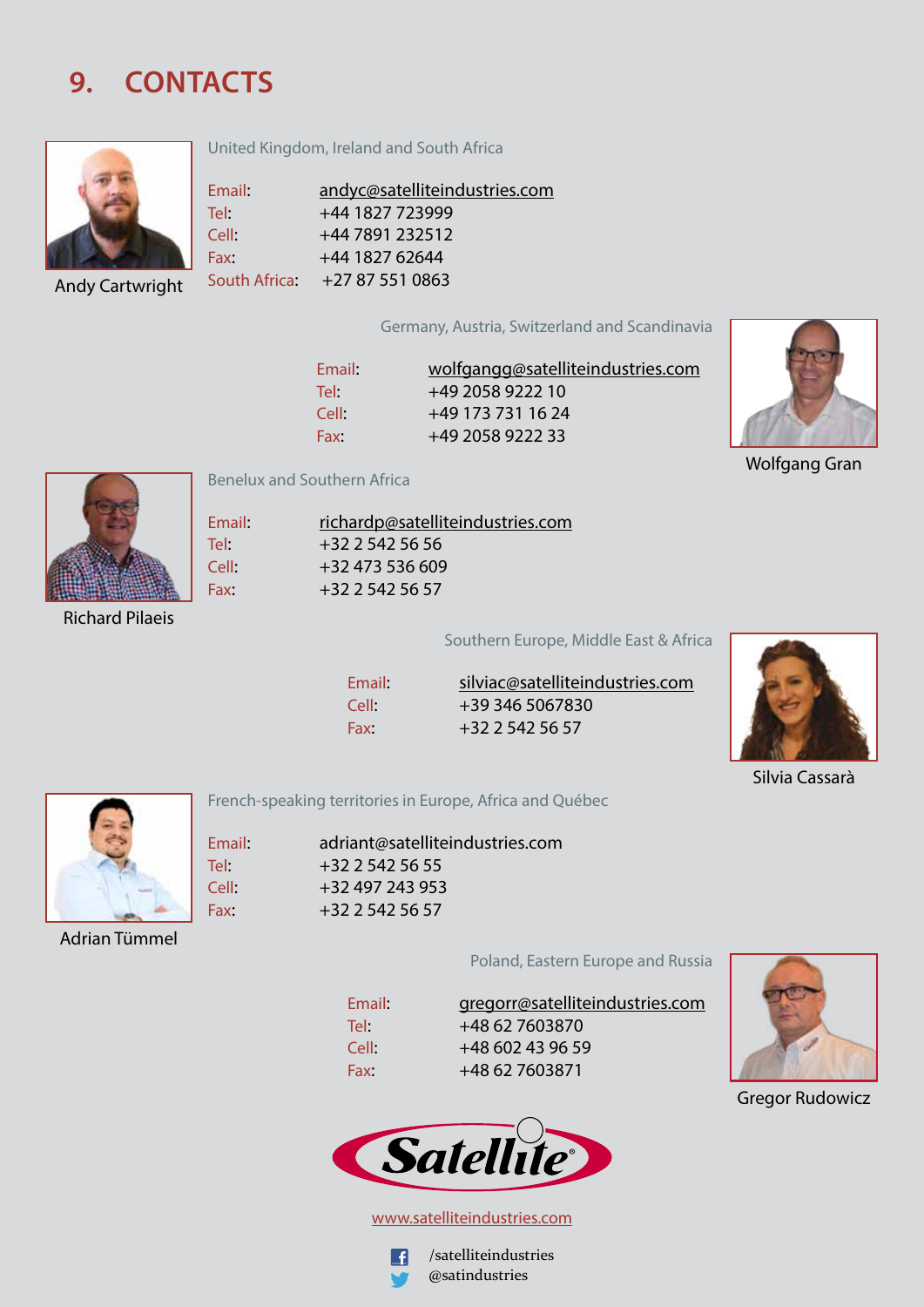# 9. CONTACTS

## Andy Cartwright

United Kingdom, Ireland and South Africa

| | |
|---|---|
| Email: | andyc@satelliteindustries.com |
| Tel: | +44 1827 723999 |
| Cell: | +44 7891 232512 |
| Fax: | +44 1827 62644 |
| South Africa: | +27 87 551 0863 |

## Wolfgang Gran

Germany, Austria, Switzerland and Scandinavia

| | |
|---|---|
| Email: | wolfgangg@satelliteindustries.com |
| Tel: | +49 2058 9222 10 |
| Cell: | +49 173 731 16 24 |
| Fax: | +49 2058 9222 33 |

## Richard Pilaeis

Benelux and Southern Africa

| | |
|---|---|
| Email: | richardp@satelliteindustries.com |
| Tel: | +32 2 542 56 56 |
| Cell: | +32 473 536 609 |
| Fax: | +32 2 542 56 57 |

## Silvia Cassarà

Southern Europe, Middle East & Africa

| | |
|---|---|
| Email: | silviac@satelliteindustries.com |
| Cell: | +39 346 5067830 |
| Fax: | +32 2 542 56 57 |

## Adrian Tümmel

French-speaking territories in Europe, Africa and Québec

| | |
|---|---|
| Email: | adriant@satelliteindustries.com |
| Tel: | +32 2 542 56 55 |
| Cell: | +32 497 243 953 |
| Fax: | +32 2 542 56 57 |

## Gregor Rudowicz

Poland, Eastern Europe and Russia

| | |
|---|---|
| Email: | gregorr@satelliteindustries.com |
| Tel: | +48 62 7603870 |
| Cell: | +48 602 43 96 59 |
| Fax: | +48 62 7603871 |

Satellite®

www.satelliteindustries.com

/satelliteindustries

@satindustries